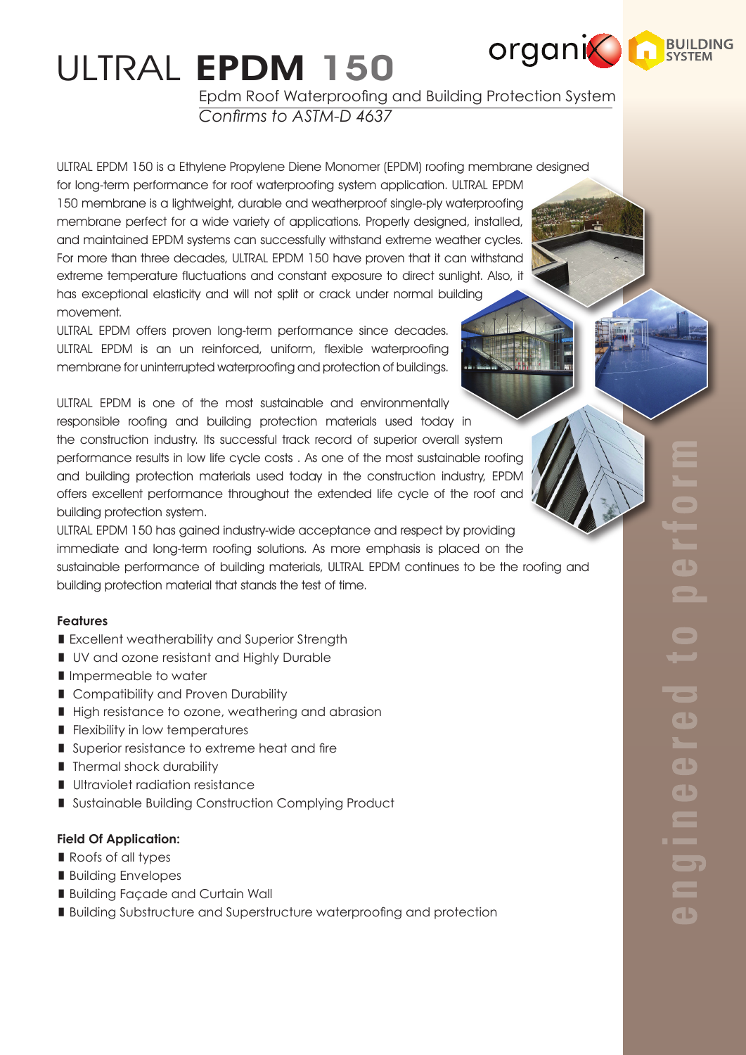# ULTRAL **EPDM 150**

Epdm Roof Waterproofing and Building Protection System

*Confirms to ASTM-D 4637*

ULTRAL EPDM 150 is a Ethylene Propylene Diene Monomer (EPDM) roofing membrane designed for long-term performance for roof waterproofing system application. ULTRAL EPDM 150 membrane is a lightweight, durable and weatherproof single-ply waterproofing membrane perfect for a wide variety of applications. Properly designed, installed, and maintained EPDM systems can successfully withstand extreme weather cycles. For more than three decades, ULTRAL EPDM 150 have proven that it can withstand extreme temperature fluctuations and constant exposure to direct sunlight. Also, it has exceptional elasticity and will not split or crack under normal building movement.

ULTRAL EPDM offers proven long-term performance since decades. ULTRAL EPDM is an un reinforced, uniform, flexible waterproofing membrane for uninterrupted waterproofing and protection of buildings.

ULTRAL EPDM is one of the most sustainable and environmentally responsible roofing and building protection materials used today in the construction industry. Its successful track record of superior overall system performance results in low life cycle costs . As one of the most sustainable roofing and building protection materials used today in the construction industry, EPDM offers excellent performance throughout the extended life cycle of the roof and building protection system.

ULTRAL EPDM 150 has gained industry-wide acceptance and respect by providing immediate and long-term roofing solutions. As more emphasis is placed on the sustainable performance of building materials, ULTRAL EPDM continues to be the roofing and building protection material that stands the test of time.

**Features**

- Excellent weatherability and Superior Strength
- UV and ozone resistant and Highly Durable
- Impermeable to water
- Compatibility and Proven Durability
- High resistance to ozone, weathering and abrasion
- Flexibility in low temperatures
- Superior resistance to extreme heat and fire
- Thermal shock durability
- Ultraviolet radiation resistance
- Sustainable Building Construction Complying Product

**Field Of Application:**

- Roofs of all types
- Building Envelopes
- Building Façade and Curtain Wall
- Building Substructure and Superstructure waterproofing and protection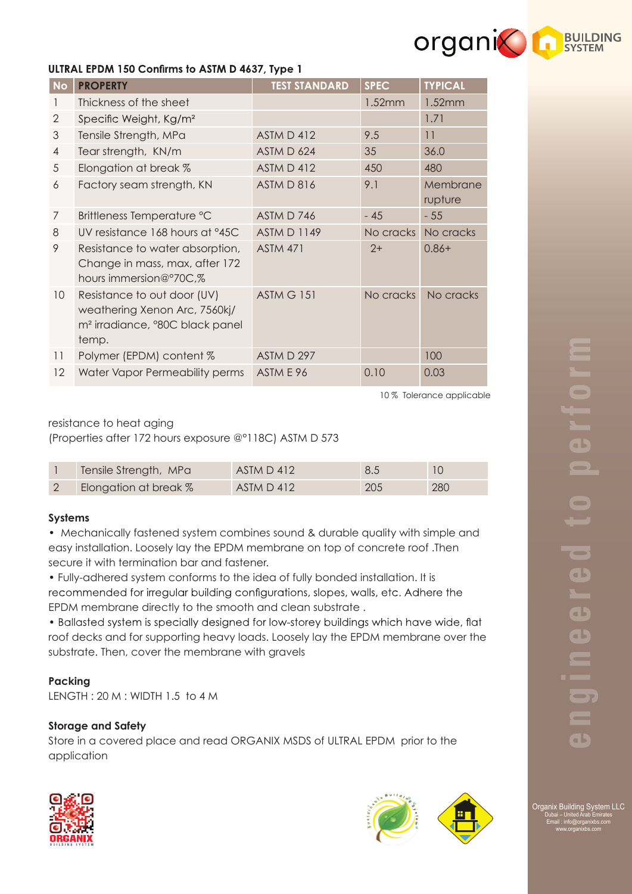**ULTRAL EPDM 150 Confirms to ASTM D 4637, Type 1**

| No | PROPERTY | TEST STANDARD | SPEC | TYPICAL |
|---|---|---|---|---|
| 1 | Thickness of the sheet | | 1.52mm | 1.52mm |
| 2 | Specific Weight, Kg/m² | | | 1.71 |
| 3 | Tensile Strength, MPa | ASTM D 412 | 9.5 | 11 |
| 4 | Tear strength, KN/m | ASTM D 624 | 35 | 36.0 |
| 5 | Elongation at break % | ASTM D 412 | 450 | 480 |
| 6 | Factory seam strength, KN | ASTM D 816 | 9.1 | Membrane rupture |
| 7 | Brittleness Temperature °C | ASTM D 746 | - 45 | - 55 |
| 8 | UV resistance 168 hours at °45C | ASTM D 1149 | No cracks | No cracks |
| 9 | Resistance to water absorption, Change in mass, max, after 172 hours immersion@°70C,% | ASTM 471 | 2+ | 0.86+ |
| 10 | Resistance to out door (UV) weathering Xenon Arc, 7560kj/ m² irradiance, °80C black panel temp. | ASTM G 151 | No cracks | No cracks |
| 11 | Polymer (EPDM) content % | ASTM D 297 | | 100 |
| 12 | Water Vapor Permeability perms | ASTM E 96 | 0.10 | 0.03 |

10 % Tolerance applicable

resistance to heat aging
(Properties after 172 hours exposure @°118C) ASTM D 573

| | | | | |
|---|---|---|---|---|
| 1 | Tensile Strength, MPa | ASTM D 412 | 8.5 | 10 |
| 2 | Elongation at break % | ASTM D 412 | 205 | 280 |

**Systems**

- Mechanically fastened system combines sound & durable quality with simple and easy installation. Loosely lay the EPDM membrane on top of concrete roof .Then secure it with termination bar and fastener.
- Fully-adhered system conforms to the idea of fully bonded installation. It is recommended for irregular building configurations, slopes, walls, etc. Adhere the EPDM membrane directly to the smooth and clean substrate .
- Ballasted system is specially designed for low-storey buildings which have wide, flat roof decks and for supporting heavy loads. Loosely lay the EPDM membrane over the substrate. Then, cover the membrane with gravels

**Packing**

LENGTH : 20 M : WIDTH 1.5 to 4 M

**Storage and Safety**

Store in a covered place and read ORGANIX MSDS of ULTRAL EPDM prior to the application

engineered to perform

Organix Building System LLC
Dubai – United Arab Emirates
Email : info@organixbs.com
www.organixbs.com